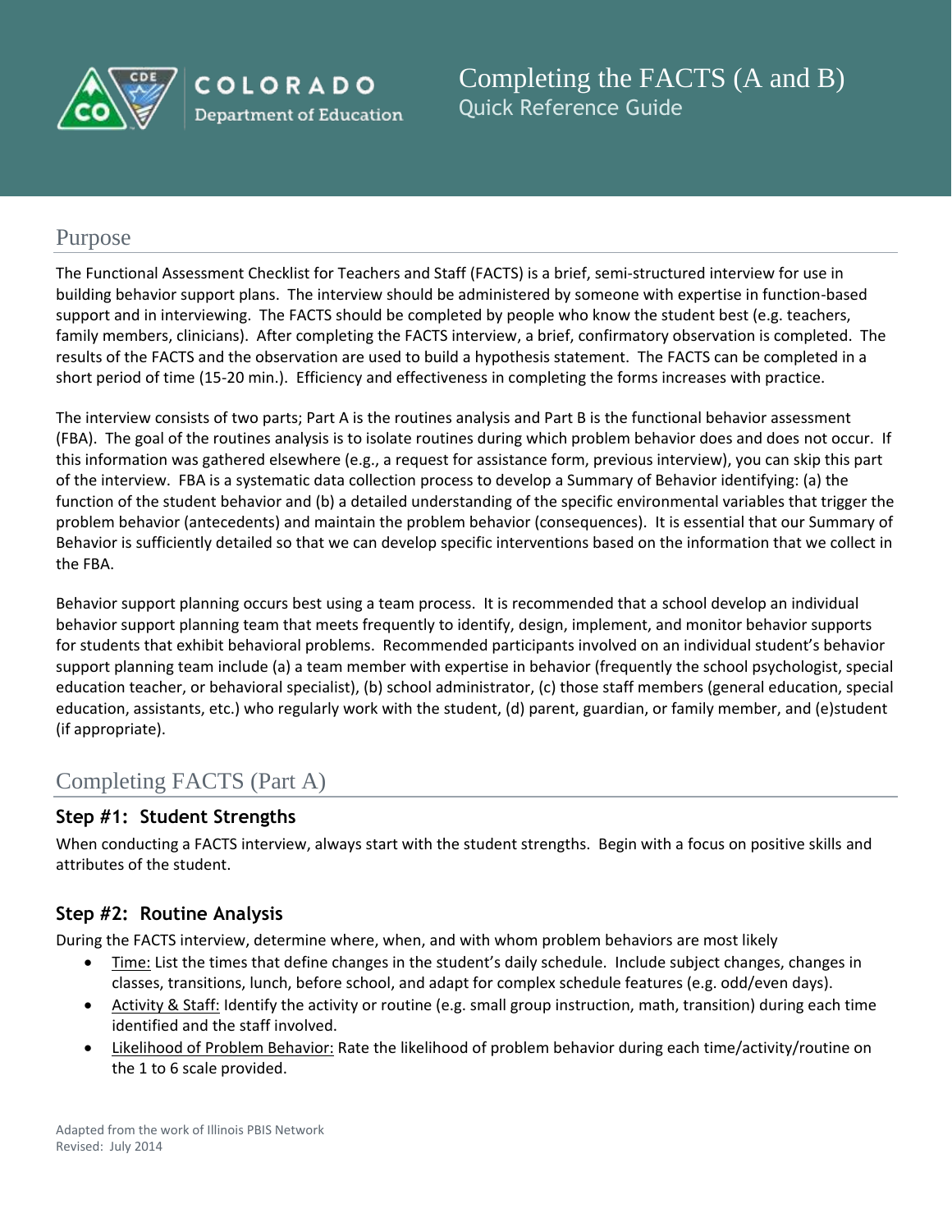# Completing the FACTS (A and B)

Quick Reference Guide

## Purpose

The Functional Assessment Checklist for Teachers and Staff (FACTS) is a brief, semi-structured interview for use in building behavior support plans. The interview should be administered by someone with expertise in function-based support and in interviewing. The FACTS should be completed by people who know the student best (e.g. teachers, family members, clinicians). After completing the FACTS interview, a brief, confirmatory observation is completed. The results of the FACTS and the observation are used to build a hypothesis statement. The FACTS can be completed in a short period of time (15-20 min.). Efficiency and effectiveness in completing the forms increases with practice.

The interview consists of two parts; Part A is the routines analysis and Part B is the functional behavior assessment (FBA). The goal of the routines analysis is to isolate routines during which problem behavior does and does not occur. If this information was gathered elsewhere (e.g., a request for assistance form, previous interview), you can skip this part of the interview. FBA is a systematic data collection process to develop a Summary of Behavior identifying: (a) the function of the student behavior and (b) a detailed understanding of the specific environmental variables that trigger the problem behavior (antecedents) and maintain the problem behavior (consequences). It is essential that our Summary of Behavior is sufficiently detailed so that we can develop specific interventions based on the information that we collect in the FBA.

Behavior support planning occurs best using a team process. It is recommended that a school develop an individual behavior support planning team that meets frequently to identify, design, implement, and monitor behavior supports for students that exhibit behavioral problems. Recommended participants involved on an individual student's behavior support planning team include (a) a team member with expertise in behavior (frequently the school psychologist, special education teacher, or behavioral specialist), (b) school administrator, (c) those staff members (general education, special education, assistants, etc.) who regularly work with the student, (d) parent, guardian, or family member, and (e)student (if appropriate).

## Completing FACTS (Part A)

### Step #1: Student Strengths

When conducting a FACTS interview, always start with the student strengths. Begin with a focus on positive skills and attributes of the student.

### Step #2: Routine Analysis

During the FACTS interview, determine where, when, and with whom problem behaviors are most likely

- Time: List the times that define changes in the student's daily schedule. Include subject changes, changes in classes, transitions, lunch, before school, and adapt for complex schedule features (e.g. odd/even days).
- Activity & Staff: Identify the activity or routine (e.g. small group instruction, math, transition) during each time identified and the staff involved.
- Likelihood of Problem Behavior: Rate the likelihood of problem behavior during each time/activity/routine on the 1 to 6 scale provided.

Adapted from the work of Illinois PBIS Network
Revised: July 2014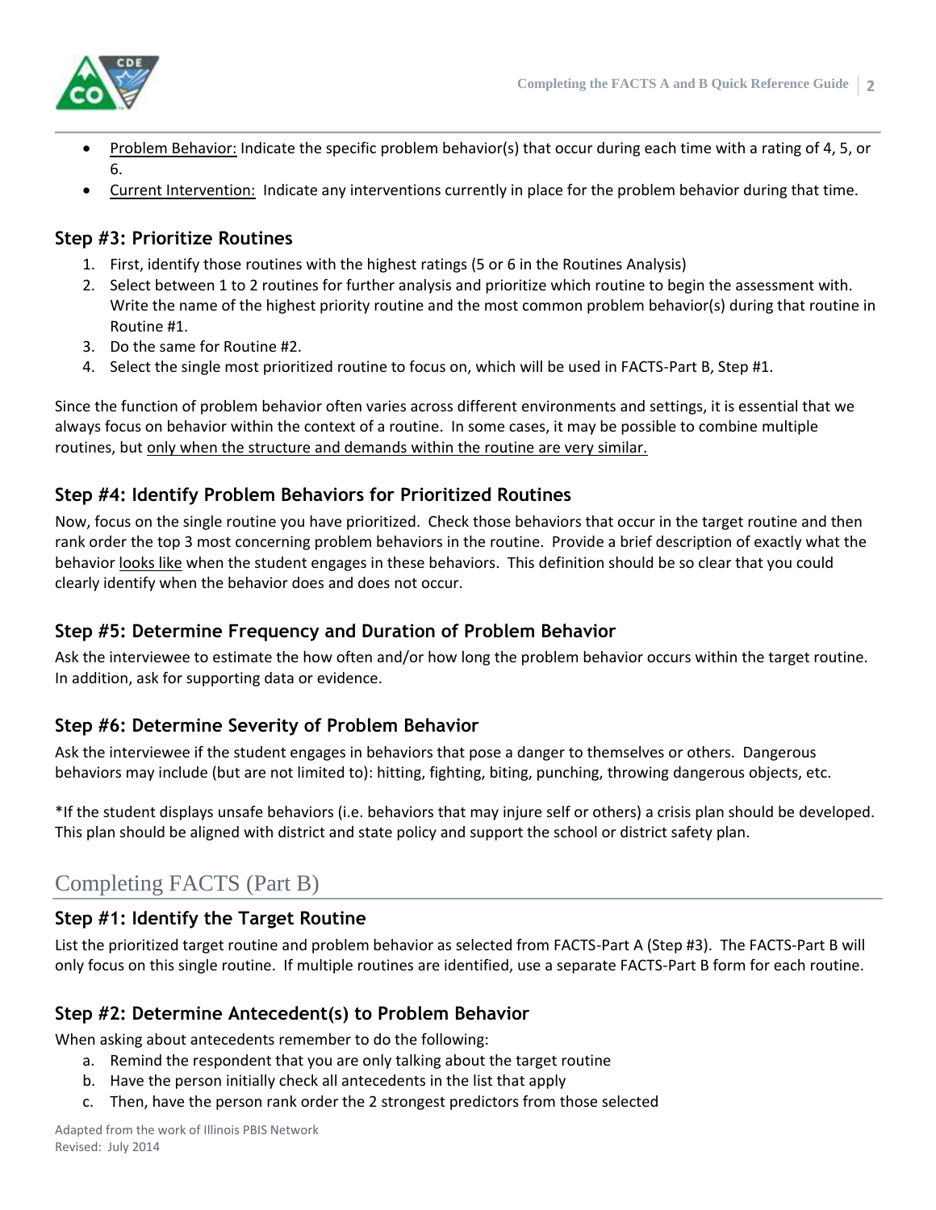- Problem Behavior: Indicate the specific problem behavior(s) that occur during each time with a rating of 4, 5, or 6.
- Current Intervention: Indicate any interventions currently in place for the problem behavior during that time.

### Step #3: Prioritize Routines

1. First, identify those routines with the highest ratings (5 or 6 in the Routines Analysis)
2. Select between 1 to 2 routines for further analysis and prioritize which routine to begin the assessment with. Write the name of the highest priority routine and the most common problem behavior(s) during that routine in Routine #1.
3. Do the same for Routine #2.
4. Select the single most prioritized routine to focus on, which will be used in FACTS-Part B, Step #1.

Since the function of problem behavior often varies across different environments and settings, it is essential that we always focus on behavior within the context of a routine. In some cases, it may be possible to combine multiple routines, but only when the structure and demands within the routine are very similar.

### Step #4: Identify Problem Behaviors for Prioritized Routines

Now, focus on the single routine you have prioritized. Check those behaviors that occur in the target routine and then rank order the top 3 most concerning problem behaviors in the routine. Provide a brief description of exactly what the behavior looks like when the student engages in these behaviors. This definition should be so clear that you could clearly identify when the behavior does and does not occur.

### Step #5: Determine Frequency and Duration of Problem Behavior

Ask the interviewee to estimate the how often and/or how long the problem behavior occurs within the target routine. In addition, ask for supporting data or evidence.

### Step #6: Determine Severity of Problem Behavior

Ask the interviewee if the student engages in behaviors that pose a danger to themselves or others. Dangerous behaviors may include (but are not limited to): hitting, fighting, biting, punching, throwing dangerous objects, etc.

*If the student displays unsafe behaviors (i.e. behaviors that may injure self or others) a crisis plan should be developed. This plan should be aligned with district and state policy and support the school or district safety plan.

## Completing FACTS (Part B)

### Step #1: Identify the Target Routine

List the prioritized target routine and problem behavior as selected from FACTS-Part A (Step #3). The FACTS-Part B will only focus on this single routine. If multiple routines are identified, use a separate FACTS-Part B form for each routine.

### Step #2: Determine Antecedent(s) to Problem Behavior

When asking about antecedents remember to do the following:

a. Remind the respondent that you are only talking about the target routine
b. Have the person initially check all antecedents in the list that apply
c. Then, have the person rank order the 2 strongest predictors from those selected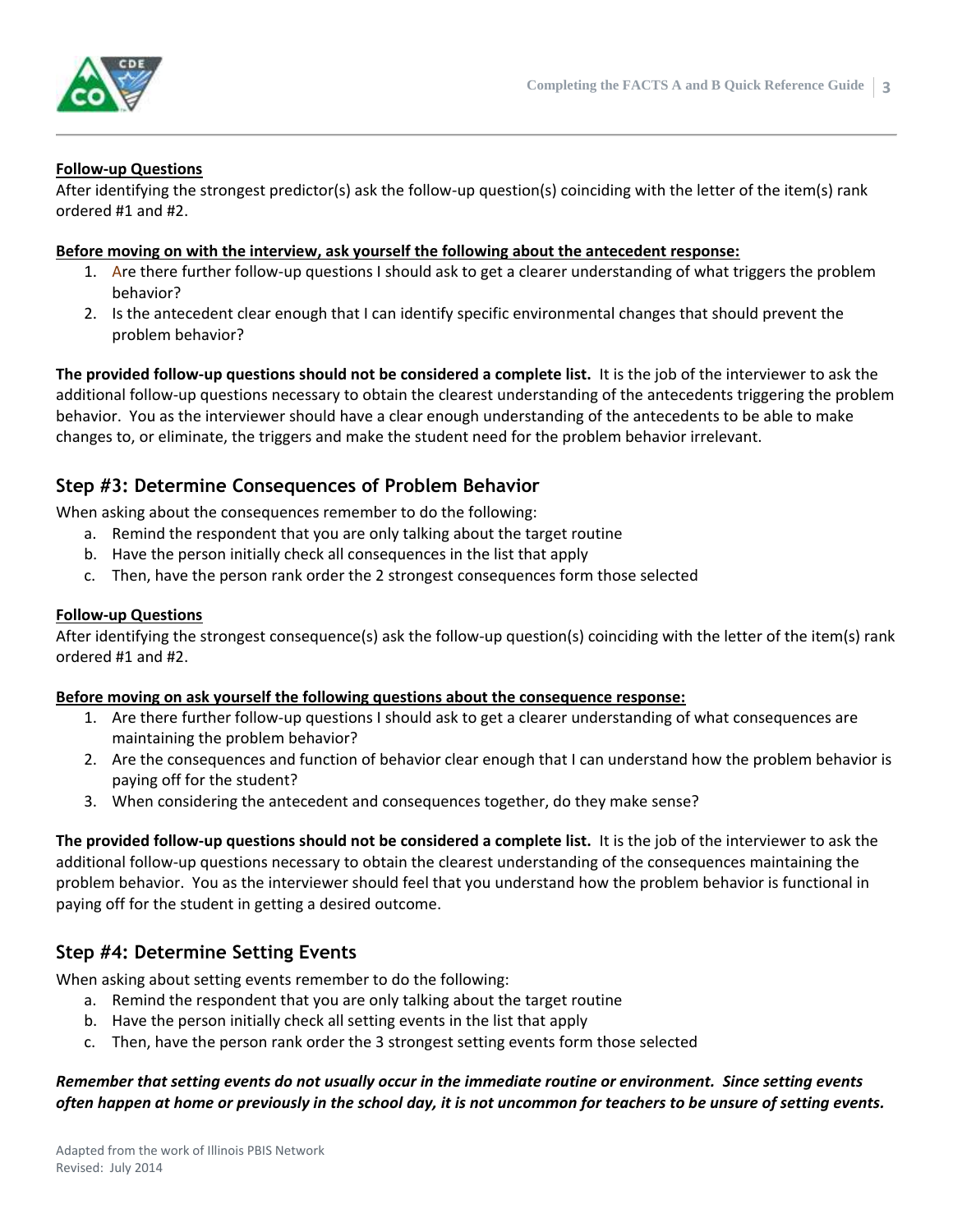**Follow-up Questions**
After identifying the strongest predictor(s) ask the follow-up question(s) coinciding with the letter of the item(s) rank ordered #1 and #2.

**Before moving on with the interview, ask yourself the following about the antecedent response:**

1. Are there further follow-up questions I should ask to get a clearer understanding of what triggers the problem behavior?
2. Is the antecedent clear enough that I can identify specific environmental changes that should prevent the problem behavior?

**The provided follow-up questions should not be considered a complete list.** It is the job of the interviewer to ask the additional follow-up questions necessary to obtain the clearest understanding of the antecedents triggering the problem behavior. You as the interviewer should have a clear enough understanding of the antecedents to be able to make changes to, or eliminate, the triggers and make the student need for the problem behavior irrelevant.

## Step #3: Determine Consequences of Problem Behavior

When asking about the consequences remember to do the following:

a. Remind the respondent that you are only talking about the target routine
b. Have the person initially check all consequences in the list that apply
c. Then, have the person rank order the 2 strongest consequences form those selected

**Follow-up Questions**
After identifying the strongest consequence(s) ask the follow-up question(s) coinciding with the letter of the item(s) rank ordered #1 and #2.

**Before moving on ask yourself the following questions about the consequence response:**

1. Are there further follow-up questions I should ask to get a clearer understanding of what consequences are maintaining the problem behavior?
2. Are the consequences and function of behavior clear enough that I can understand how the problem behavior is paying off for the student?
3. When considering the antecedent and consequences together, do they make sense?

**The provided follow-up questions should not be considered a complete list.** It is the job of the interviewer to ask the additional follow-up questions necessary to obtain the clearest understanding of the consequences maintaining the problem behavior. You as the interviewer should feel that you understand how the problem behavior is functional in paying off for the student in getting a desired outcome.

## Step #4: Determine Setting Events

When asking about setting events remember to do the following:

a. Remind the respondent that you are only talking about the target routine
b. Have the person initially check all setting events in the list that apply
c. Then, have the person rank order the 3 strongest setting events form those selected

***Remember that setting events do not usually occur in the immediate routine or environment. Since setting events often happen at home or previously in the school day, it is not uncommon for teachers to be unsure of setting events.***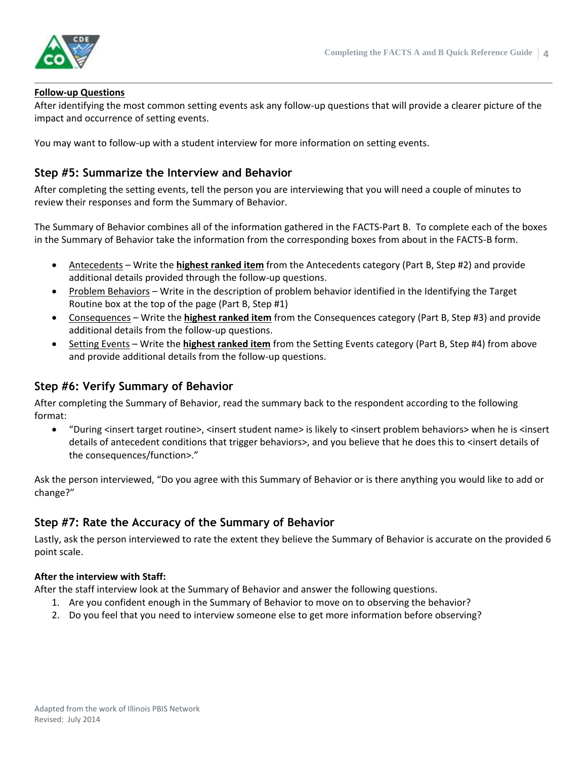**Follow-up Questions**

After identifying the most common setting events ask any follow-up questions that will provide a clearer picture of the impact and occurrence of setting events.

You may want to follow-up with a student interview for more information on setting events.

## Step #5: Summarize the Interview and Behavior

After completing the setting events, tell the person you are interviewing that you will need a couple of minutes to review their responses and form the Summary of Behavior.

The Summary of Behavior combines all of the information gathered in the FACTS-Part B. To complete each of the boxes in the Summary of Behavior take the information from the corresponding boxes from about in the FACTS-B form.

- Antecedents – Write the **highest ranked item** from the Antecedents category (Part B, Step #2) and provide additional details provided through the follow-up questions.
- Problem Behaviors – Write in the description of problem behavior identified in the Identifying the Target Routine box at the top of the page (Part B, Step #1)
- Consequences – Write the **highest ranked item** from the Consequences category (Part B, Step #3) and provide additional details from the follow-up questions.
- Setting Events – Write the **highest ranked item** from the Setting Events category (Part B, Step #4) from above and provide additional details from the follow-up questions.

## Step #6: Verify Summary of Behavior

After completing the Summary of Behavior, read the summary back to the respondent according to the following format:

- "During <insert target routine>, <insert student name> is likely to <insert problem behaviors> when he is <insert details of antecedent conditions that trigger behaviors>, and you believe that he does this to <insert details of the consequences/function>."

Ask the person interviewed, "Do you agree with this Summary of Behavior or is there anything you would like to add or change?"

## Step #7: Rate the Accuracy of the Summary of Behavior

Lastly, ask the person interviewed to rate the extent they believe the Summary of Behavior is accurate on the provided 6 point scale.

**After the interview with Staff:**

After the staff interview look at the Summary of Behavior and answer the following questions.

1. Are you confident enough in the Summary of Behavior to move on to observing the behavior?
2. Do you feel that you need to interview someone else to get more information before observing?

Adapted from the work of Illinois PBIS Network
Revised: July 2014